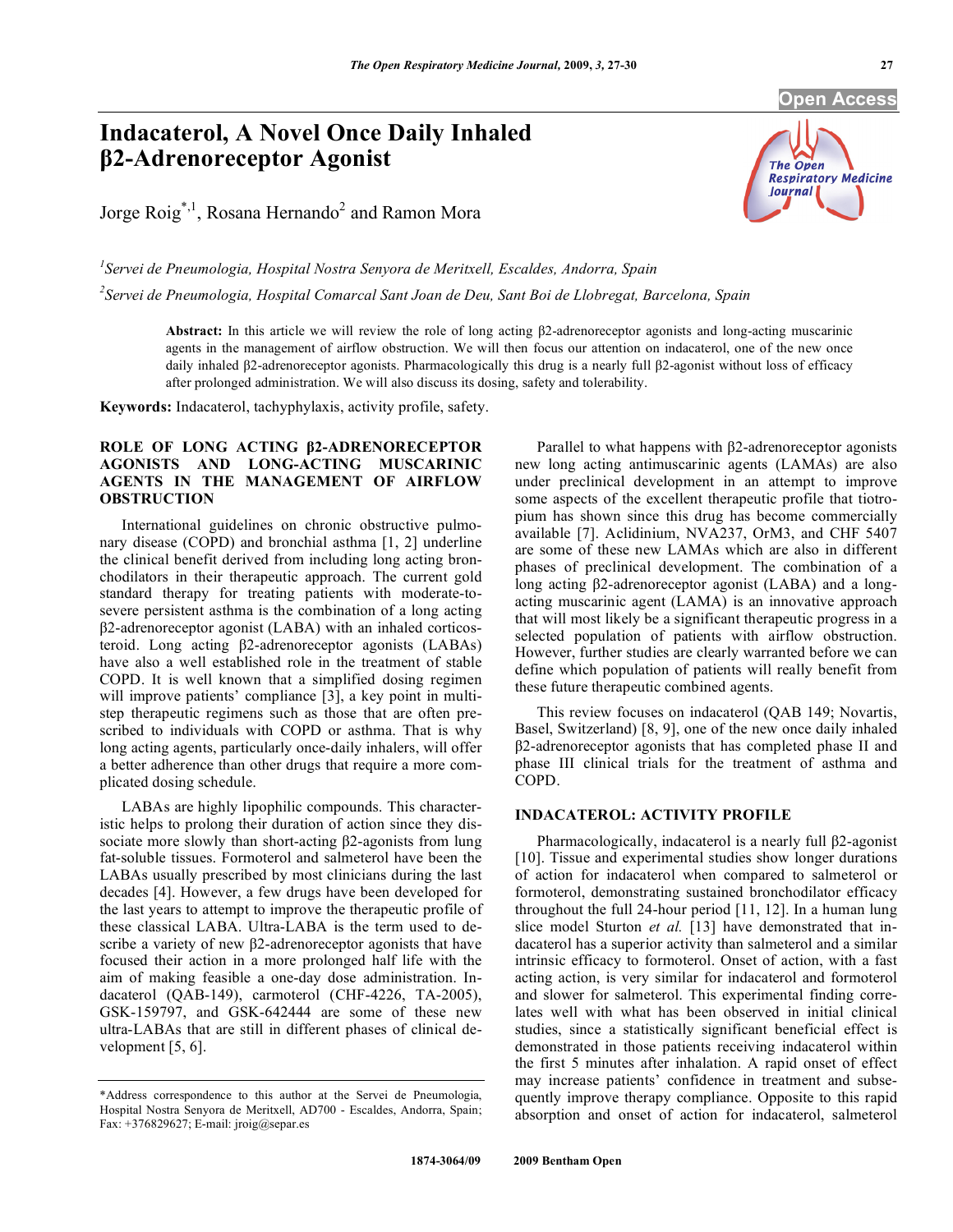# Indacaterol, A Novel Once Daily Inhaled β2-Adrenoreceptor Agonist

Jorge Roig[*,1], Rosana Hernando[2] and Ramon Mora

[1]*Servei de Pneumologia, Hospital Nostra Senyora de Meritxell, Escaldes, Andorra, Spain*

[2]*Servei de Pneumologia, Hospital Comarcal Sant Joan de Deu, Sant Boi de Llobregat, Barcelona, Spain*

**Abstract:** In this article we will review the role of long acting β2-adrenoreceptor agonists and long-acting muscarinic agents in the management of airflow obstruction. We will then focus our attention on indacaterol, one of the new once daily inhaled β2-adrenoreceptor agonists. Pharmacologically this drug is a nearly full β2-agonist without loss of efficacy after prolonged administration. We will also discuss its dosing, safety and tolerability.

**Keywords:** Indacaterol, tachyphylaxis, activity profile, safety.

## ROLE OF LONG ACTING β2-ADRENORECEPTOR AGONISTS AND LONG-ACTING MUSCARINIC AGENTS IN THE MANAGEMENT OF AIRFLOW OBSTRUCTION

International guidelines on chronic obstructive pulmonary disease (COPD) and bronchial asthma [1, 2] underline the clinical benefit derived from including long acting bronchodilators in their therapeutic approach. The current gold standard therapy for treating patients with moderate-to-severe persistent asthma is the combination of a long acting β2-adrenoreceptor agonist (LABA) with an inhaled corticosteroid. Long acting β2-adrenoreceptor agonists (LABAs) have also a well established role in the treatment of stable COPD. It is well known that a simplified dosing regimen will improve patients' compliance [3], a key point in multistep therapeutic regimens such as those that are often prescribed to individuals with COPD or asthma. That is why long acting agents, particularly once-daily inhalers, will offer a better adherence than other drugs that require a more complicated dosing schedule.

LABAs are highly lipophilic compounds. This characteristic helps to prolong their duration of action since they dissociate more slowly than short-acting β2-agonists from lung fat-soluble tissues. Formoterol and salmeterol have been the LABAs usually prescribed by most clinicians during the last decades [4]. However, a few drugs have been developed for the last years to attempt to improve the therapeutic profile of these classical LABA. Ultra-LABA is the term used to describe a variety of new β2-adrenoreceptor agonists that have focused their action in a more prolonged half life with the aim of making feasible a one-day dose administration. Indacaterol (QAB-149), carmoterol (CHF-4226, TA-2005), GSK-159797, and GSK-642444 are some of these new ultra-LABAs that are still in different phases of clinical development [5, 6].

Parallel to what happens with β2-adrenoreceptor agonists new long acting antimuscarinic agents (LAMAs) are also under preclinical development in an attempt to improve some aspects of the excellent therapeutic profile that tiotropium has shown since this drug has become commercially available [7]. Aclidinium, NVA237, OrM3, and CHF 5407 are some of these new LAMAs which are also in different phases of preclinical development. The combination of a long acting β2-adrenoreceptor agonist (LABA) and a long-acting muscarinic agent (LAMA) is an innovative approach that will most likely be a significant therapeutic progress in a selected population of patients with airflow obstruction. However, further studies are clearly warranted before we can define which population of patients will really benefit from these future therapeutic combined agents.

This review focuses on indacaterol (QAB 149; Novartis, Basel, Switzerland) [8, 9], one of the new once daily inhaled β2-adrenoreceptor agonists that has completed phase II and phase III clinical trials for the treatment of asthma and COPD.

## INDACATEROL: ACTIVITY PROFILE

Pharmacologically, indacaterol is a nearly full β2-agonist [10]. Tissue and experimental studies show longer durations of action for indacaterol when compared to salmeterol or formoterol, demonstrating sustained bronchodilator efficacy throughout the full 24-hour period [11, 12]. In a human lung slice model Sturton *et al.* [13] have demonstrated that indacaterol has a superior activity than salmeterol and a similar intrinsic efficacy to formoterol. Onset of action, with a fast acting action, is very similar for indacaterol and formoterol and slower for salmeterol. This experimental finding correlates well with what has been observed in initial clinical studies, since a statistically significant beneficial effect is demonstrated in those patients receiving indacaterol within the first 5 minutes after inhalation. A rapid onset of effect may increase patients' confidence in treatment and subsequently improve therapy compliance. Opposite to this rapid absorption and onset of action for indacaterol, salmeterol

*Address correspondence to this author at the Servei de Pneumologia, Hospital Nostra Senyora de Meritxell, AD700 - Escaldes, Andorra, Spain; Fax: +376829627; E-mail: jroig@separ.es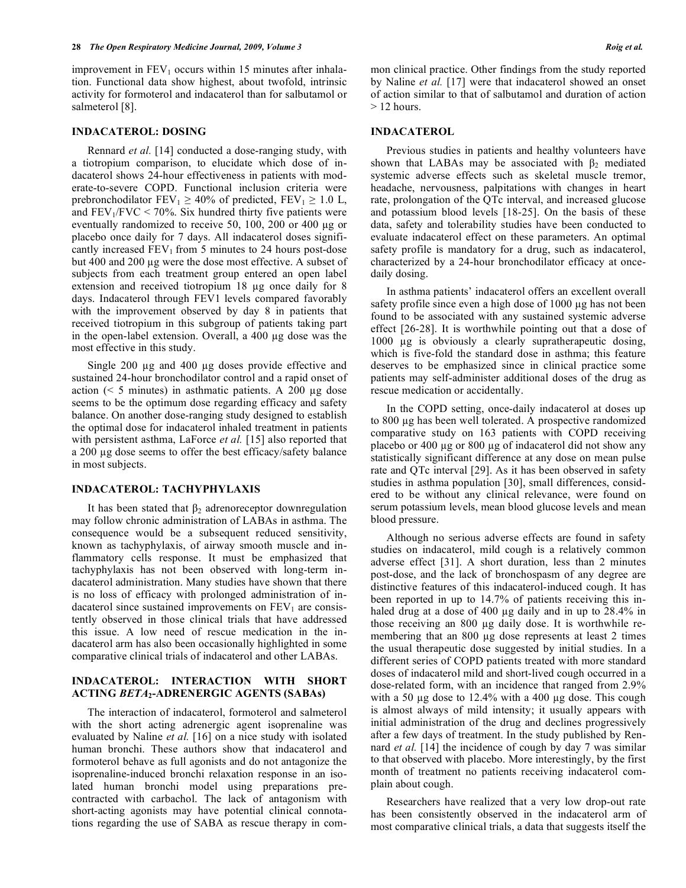improvement in $FEV_1$ occurs within 15 minutes after inhalation. Functional data show highest, about twofold, intrinsic activity for formoterol and indacaterol than for salbutamol or salmeterol [8].

## INDACATEROL: DOSING

Rennard *et al.* [14] conducted a dose-ranging study, with a tiotropium comparison, to elucidate which dose of indacaterol shows 24-hour effectiveness in patients with moderate-to-severe COPD. Functional inclusion criteria were prebronchodilator $FEV_1 \geq 40\%$ of predicted, $FEV_1 \geq 1.0$ L, and $FEV_1/FVC < 70\%$. Six hundred thirty five patients were eventually randomized to receive 50, 100, 200 or 400 µg or placebo once daily for 7 days. All indacaterol doses significantly increased $FEV_1$ from 5 minutes to 24 hours post-dose but 400 and 200 µg were the dose most effective. A subset of subjects from each treatment group entered an open label extension and received tiotropium 18 µg once daily for 8 days. Indacaterol through FEV1 levels compared favorably with the improvement observed by day 8 in patients that received tiotropium in this subgroup of patients taking part in the open-label extension. Overall, a 400 µg dose was the most effective in this study.

Single 200 µg and 400 µg doses provide effective and sustained 24-hour bronchodilator control and a rapid onset of action (< 5 minutes) in asthmatic patients. A 200 µg dose seems to be the optimum dose regarding efficacy and safety balance. On another dose-ranging study designed to establish the optimal dose for indacaterol inhaled treatment in patients with persistent asthma, LaForce *et al.* [15] also reported that a 200 µg dose seems to offer the best efficacy/safety balance in most subjects.

## INDACATEROL: TACHYPHYLAXIS

It has been stated that $\beta_2$ adrenoreceptor downregulation may follow chronic administration of LABAs in asthma. The consequence would be a subsequent reduced sensitivity, known as tachyphylaxis, of airway smooth muscle and inflammatory cells response. It must be emphasized that tachyphylaxis has not been observed with long-term indacaterol administration. Many studies have shown that there is no loss of efficacy with prolonged administration of indacaterol since sustained improvements on $FEV_1$ are consistently observed in those clinical trials that have addressed this issue. A low need of rescue medication in the indacaterol arm has also been occasionally highlighted in some comparative clinical trials of indacaterol and other LABAs.

## INDACATEROL: INTERACTION WITH SHORT ACTING *BETA*$_2$-ADRENERGIC AGENTS (SABAs)

The interaction of indacaterol, formoterol and salmeterol with the short acting adrenergic agent isoprenaline was evaluated by Naline *et al.* [16] on a nice study with isolated human bronchi. These authors show that indacaterol and formoterol behave as full agonists and do not antagonize the isoprenaline-induced bronchi relaxation response in an isolated human bronchi model using preparations precontracted with carbachol. The lack of antagonism with short-acting agonists may have potential clinical connotations regarding the use of SABA as rescue therapy in common clinical practice. Other findings from the study reported by Naline *et al.* [17] were that indacaterol showed an onset of action similar to that of salbutamol and duration of action > 12 hours.

## INDACATEROL

Previous studies in patients and healthy volunteers have shown that LABAs may be associated with $\beta_2$ mediated systemic adverse effects such as skeletal muscle tremor, headache, nervousness, palpitations with changes in heart rate, prolongation of the QTc interval, and increased glucose and potassium blood levels [18-25]. On the basis of these data, safety and tolerability studies have been conducted to evaluate indacaterol effect on these parameters. An optimal safety profile is mandatory for a drug, such as indacaterol, characterized by a 24-hour bronchodilator efficacy at once-daily dosing.

In asthma patients' indacaterol offers an excellent overall safety profile since even a high dose of 1000 µg has not been found to be associated with any sustained systemic adverse effect [26-28]. It is worthwhile pointing out that a dose of 1000 µg is obviously a clearly supratherapeutic dosing, which is five-fold the standard dose in asthma; this feature deserves to be emphasized since in clinical practice some patients may self-administer additional doses of the drug as rescue medication or accidentally.

In the COPD setting, once-daily indacaterol at doses up to 800 µg has been well tolerated. A prospective randomized comparative study on 163 patients with COPD receiving placebo or 400 µg or 800 µg of indacaterol did not show any statistically significant difference at any dose on mean pulse rate and QTc interval [29]. As it has been observed in safety studies in asthma population [30], small differences, considered to be without any clinical relevance, were found on serum potassium levels, mean blood glucose levels and mean blood pressure.

Although no serious adverse effects are found in safety studies on indacaterol, mild cough is a relatively common adverse effect [31]. A short duration, less than 2 minutes post-dose, and the lack of bronchospasm of any degree are distinctive features of this indacaterol-induced cough. It has been reported in up to 14.7% of patients receiving this inhaled drug at a dose of 400 µg daily and in up to 28.4% in those receiving an 800 µg daily dose. It is worthwhile remembering that an 800 µg dose represents at least 2 times the usual therapeutic dose suggested by initial studies. In a different series of COPD patients treated with more standard doses of indacaterol mild and short-lived cough occurred in a dose-related form, with an incidence that ranged from 2.9% with a 50 µg dose to 12.4% with a 400 µg dose. This cough is almost always of mild intensity; it usually appears with initial administration of the drug and declines progressively after a few days of treatment. In the study published by Rennard *et al.* [14] the incidence of cough by day 7 was similar to that observed with placebo. More interestingly, by the first month of treatment no patients receiving indacaterol complain about cough.

Researchers have realized that a very low drop-out rate has been consistently observed in the indacaterol arm of most comparative clinical trials, a data that suggests itself the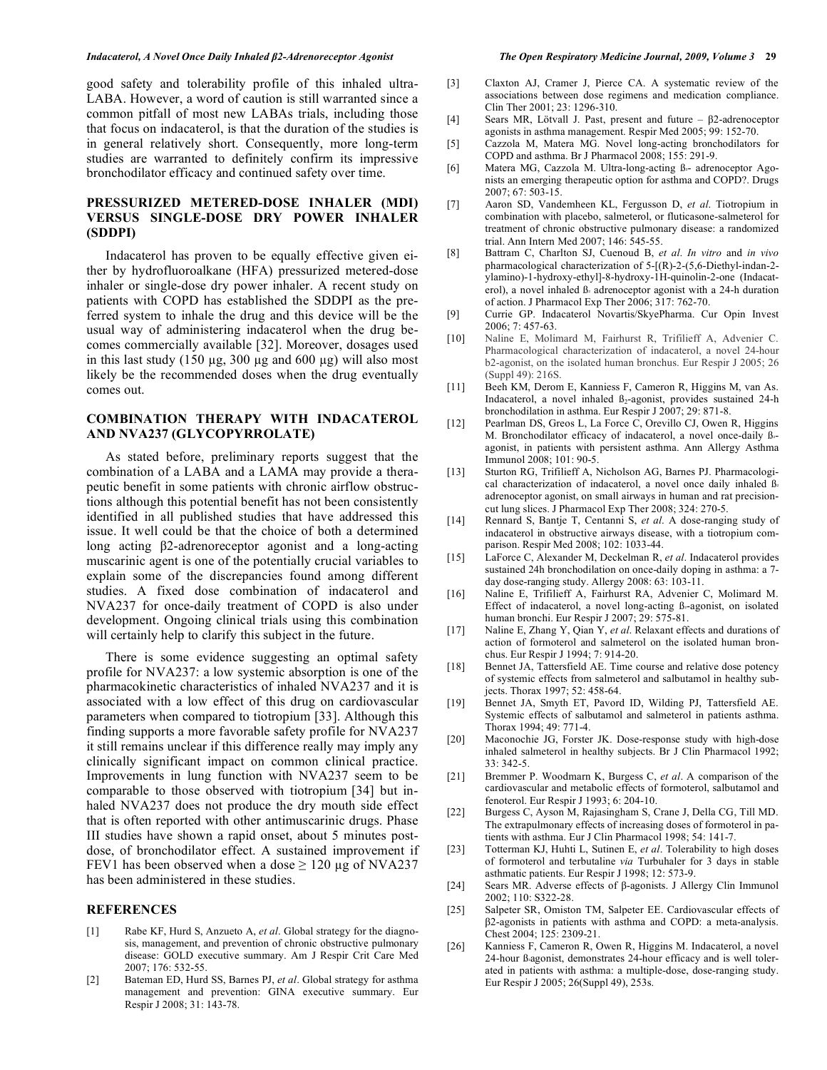good safety and tolerability profile of this inhaled ultra-LABA. However, a word of caution is still warranted since a common pitfall of most new LABAs trials, including those that focus on indacaterol, is that the duration of the studies is in general relatively short. Consequently, more long-term studies are warranted to definitely confirm its impressive bronchodilator efficacy and continued safety over time.

## PRESSURIZED METERED-DOSE INHALER (MDI) VERSUS SINGLE-DOSE DRY POWER INHALER (SDDPI)

Indacaterol has proven to be equally effective given either by hydrofluoroalkane (HFA) pressurized metered-dose inhaler or single-dose dry power inhaler. A recent study on patients with COPD has established the SDDPI as the preferred system to inhale the drug and this device will be the usual way of administering indacaterol when the drug becomes commercially available [32]. Moreover, dosages used in this last study (150 µg, 300 µg and 600 µg) will also most likely be the recommended doses when the drug eventually comes out.

## COMBINATION THERAPY WITH INDACATEROL AND NVA237 (GLYCOPYRROLATE)

As stated before, preliminary reports suggest that the combination of a LABA and a LAMA may provide a therapeutic benefit in some patients with chronic airflow obstructions although this potential benefit has not been consistently identified in all published studies that have addressed this issue. It well could be that the choice of both a determined long acting β2-adrenoreceptor agonist and a long-acting muscarinic agent is one of the potentially crucial variables to explain some of the discrepancies found among different studies. A fixed dose combination of indacaterol and NVA237 for once-daily treatment of COPD is also under development. Ongoing clinical trials using this combination will certainly help to clarify this subject in the future.

There is some evidence suggesting an optimal safety profile for NVA237: a low systemic absorption is one of the pharmacokinetic characteristics of inhaled NVA237 and it is associated with a low effect of this drug on cardiovascular parameters when compared to tiotropium [33]. Although this finding supports a more favorable safety profile for NVA237 it still remains unclear if this difference really may imply any clinically significant impact on common clinical practice. Improvements in lung function with NVA237 seem to be comparable to those observed with tiotropium [34] but inhaled NVA237 does not produce the dry mouth side effect that is often reported with other antimuscarinic drugs. Phase III studies have shown a rapid onset, about 5 minutes post-dose, of bronchodilator effect. A sustained improvement if FEV1 has been observed when a dose ≥ 120 µg of NVA237 has been administered in these studies.

## REFERENCES

[1] Rabe KF, Hurd S, Anzueto A, *et al*. Global strategy for the diagnosis, management, and prevention of chronic obstructive pulmonary disease: GOLD executive summary. Am J Respir Crit Care Med 2007; 176: 532-55.

[2] Bateman ED, Hurd SS, Barnes PJ, *et al*. Global strategy for asthma management and prevention: GINA executive summary. Eur Respir J 2008; 31: 143-78.

[3] Claxton AJ, Cramer J, Pierce CA. A systematic review of the associations between dose regimens and medication compliance. Clin Ther 2001; 23: 1296-310.

[4] Sears MR, Lötvall J. Past, present and future – β2-adrenoceptor agonists in asthma management. Respir Med 2005; 99: 152-70.

[5] Cazzola M, Matera MG. Novel long-acting bronchodilators for COPD and asthma. Br J Pharmacol 2008; 155: 291-9.

[6] Matera MG, Cazzola M. Ultra-long-acting ß2- adrenoceptor Agonists an emerging therapeutic option for asthma and COPD?. Drugs 2007; 67: 503-15.

[7] Aaron SD, Vandemheen KL, Fergusson D, *et al*. Tiotropium in combination with placebo, salmeterol, or fluticasone-salmeterol for treatment of chronic obstructive pulmonary disease: a randomized trial. Ann Intern Med 2007; 146: 545-55.

[8] Battram C, Charlton SJ, Cuenoud B, *et al*. *In vitro* and *in vivo* pharmacological characterization of 5-[(R)-2-(5,6-Diethyl-indan-2-ylamino)-1-hydroxy-ethyl]-8-hydroxy-1H-quinolin-2-one (Indacaterol), a novel inhaled ß2 adrenoceptor agonist with a 24-h duration of action. J Pharmacol Exp Ther 2006; 317: 762-70.

[9] Currie GP. Indacaterol Novartis/SkyePharma. Cur Opin Invest 2006; 7: 457-63.

[10] Naline E, Molimard M, Fairhurst R, Trifilieff A, Advenier C. Pharmacological characterization of indacaterol, a novel 24-hour b2-agonist, on the isolated human bronchus. Eur Respir J 2005; 26 (Suppl 49): 216S.

[11] Beeh KM, Derom E, Kanniess F, Cameron R, Higgins M, van As. Indacaterol, a novel inhaled ß2-agonist, provides sustained 24-h bronchodilation in asthma. Eur Respir J 2007; 29: 871-8.

[12] Pearlman DS, Greos L, La Force C, Orevillo CJ, Owen R, Higgins M. Bronchodilator efficacy of indacaterol, a novel once-daily ß2-agonist, in patients with persistent asthma. Ann Allergy Asthma Immunol 2008; 101: 90-5.

[13] Sturton RG, Trifilieff A, Nicholson AG, Barnes PJ. Pharmacological characterization of indacaterol, a novel once daily inhaled ß2 adrenoceptor agonist, on small airways in human and rat precision-cut lung slices. J Pharmacol Exp Ther 2008; 324: 270-5.

[14] Rennard S, Bantje T, Centanni S, *et al*. A dose-ranging study of indacaterol in obstructive airways disease, with a tiotropium comparison. Respir Med 2008; 102: 1033-44.

[15] LaForce C, Alexander M, Deckelman R, *et al*. Indacaterol provides sustained 24h bronchodilation on once-daily doping in asthma: a 7-day dose-ranging study. Allergy 2008: 63: 103-11.

[16] Naline E, Trifilieff A, Fairhurst RA, Advenier C, Molimard M. Effect of indacaterol, a novel long-acting ß2-agonist, on isolated human bronchi. Eur Respir J 2007; 29: 575-81.

[17] Naline E, Zhang Y, Qian Y, *et al*. Relaxant effects and durations of action of formoterol and salmeterol on the isolated human bronchus. Eur Respir J 1994; 7: 914-20.

[18] Bennet JA, Tattersfield AE. Time course and relative dose potency of systemic effects from salmeterol and salbutamol in healthy subjects. Thorax 1997; 52: 458-64.

[19] Bennet JA, Smyth ET, Pavord ID, Wilding PJ, Tattersfield AE. Systemic effects of salbutamol and salmeterol in patients asthma. Thorax 1994; 49: 771-4.

[20] Maconochie JG, Forster JK. Dose-response study with high-dose inhaled salmeterol in healthy subjects. Br J Clin Pharmacol 1992; 33: 342-5.

[21] Bremmer P. Woodmarn K, Burgess C, *et al*. A comparison of the cardiovascular and metabolic effects of formoterol, salbutamol and fenoterol. Eur Respir J 1993; 6: 204-10.

[22] Burgess C, Ayson M, Rajasingham S, Crane J, Della CG, Till MD. The extrapulmonary effects of increasing doses of formoterol in patients with asthma. Eur J Clin Pharmacol 1998; 54: 141-7.

[23] Totterman KJ, Huhti L, Sutinen E, *et al*. Tolerability to high doses of formoterol and terbutaline *via* Turbuhaler for 3 days in stable asthmatic patients. Eur Respir J 1998; 12: 573-9.

[24] Sears MR. Adverse effects of β-agonists. J Allergy Clin Immunol 2002; 110: S322-28.

[25] Salpeter SR, Omiston TM, Salpeter EE. Cardiovascular effects of β2-agonists in patients with asthma and COPD: a meta-analysis. Chest 2004; 125: 2309-21.

[26] Kanniess F, Cameron R, Owen R, Higgins M. Indacaterol, a novel 24-hour ß2agonist, demonstrates 24-hour efficacy and is well tolerated in patients with asthma: a multiple-dose, dose-ranging study. Eur Respir J 2005; 26(Suppl 49), 253s.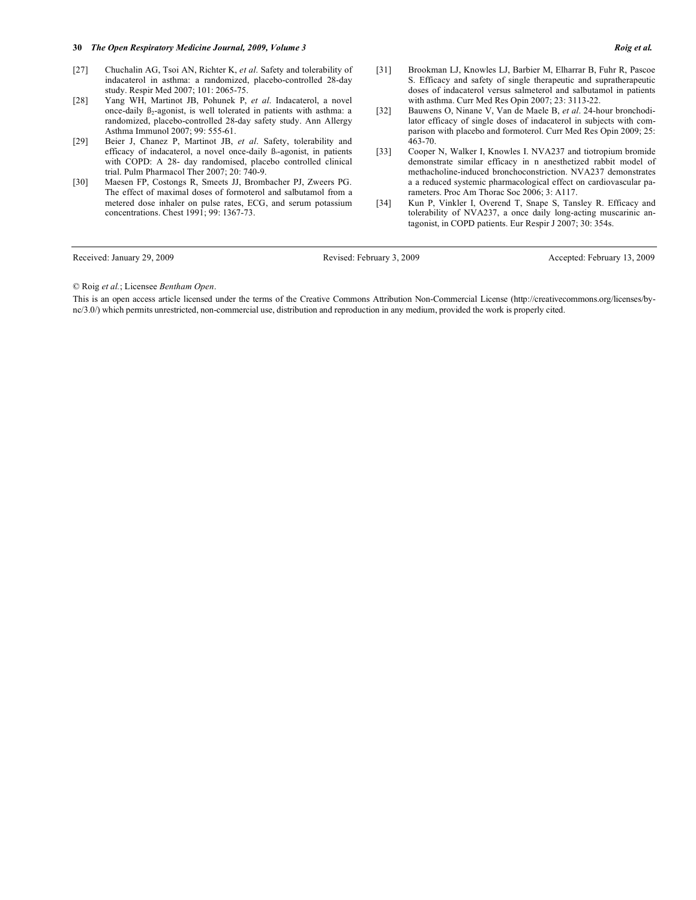[27] Chuchalin AG, Tsoi AN, Richter K, *et al*. Safety and tolerability of indacaterol in asthma: a randomized, placebo-controlled 28-day study. Respir Med 2007; 101: 2065-75.

[28] Yang WH, Martinot JB, Pohunek P, *et al*. Indacaterol, a novel once-daily ß$_2$-agonist, is well tolerated in patients with asthma: a randomized, placebo-controlled 28-day safety study. Ann Allergy Asthma Immunol 2007; 99: 555-61.

[29] Beier J, Chanez P, Martinot JB, *et al*. Safety, tolerability and efficacy of indacaterol, a novel once-daily ß$_2$-agonist, in patients with COPD: A 28- day randomised, placebo controlled clinical trial. Pulm Pharmacol Ther 2007; 20: 740-9.

[30] Maesen FP, Costongs R, Smeets JJ, Brombacher PJ, Zweers PG. The effect of maximal doses of formoterol and salbutamol from a metered dose inhaler on pulse rates, ECG, and serum potassium concentrations. Chest 1991; 99: 1367-73.

[31] Brookman LJ, Knowles LJ, Barbier M, Elharrar B, Fuhr R, Pascoe S. Efficacy and safety of single therapeutic and supratherapeutic doses of indacaterol versus salmeterol and salbutamol in patients with asthma. Curr Med Res Opin 2007; 23: 3113-22.

[32] Bauwens O, Ninane V, Van de Maele B, *et al*. 24-hour bronchodilator efficacy of single doses of indacaterol in subjects with comparison with placebo and formoterol. Curr Med Res Opin 2009; 25: 463-70.

[33] Cooper N, Walker I, Knowles I. NVA237 and tiotropium bromide demonstrate similar efficacy in n anesthetized rabbit model of methacholine-induced bronchoconstriction. NVA237 demonstrates a a reduced systemic pharmacological effect on cardiovascular parameters. Proc Am Thorac Soc 2006; 3: A117.

[34] Kun P, Vinkler I, Overend T, Snape S, Tansley R. Efficacy and tolerability of NVA237, a once daily long-acting muscarinic antagonist, in COPD patients. Eur Respir J 2007; 30: 354s.

---

Received: January 29, 2009 Revised: February 3, 2009 Accepted: February 13, 2009

© Roig *et al.*; Licensee *Bentham Open*.

This is an open access article licensed under the terms of the Creative Commons Attribution Non-Commercial License (http://creativecommons.org/licenses/by-nc/3.0/) which permits unrestricted, non-commercial use, distribution and reproduction in any medium, provided the work is properly cited.